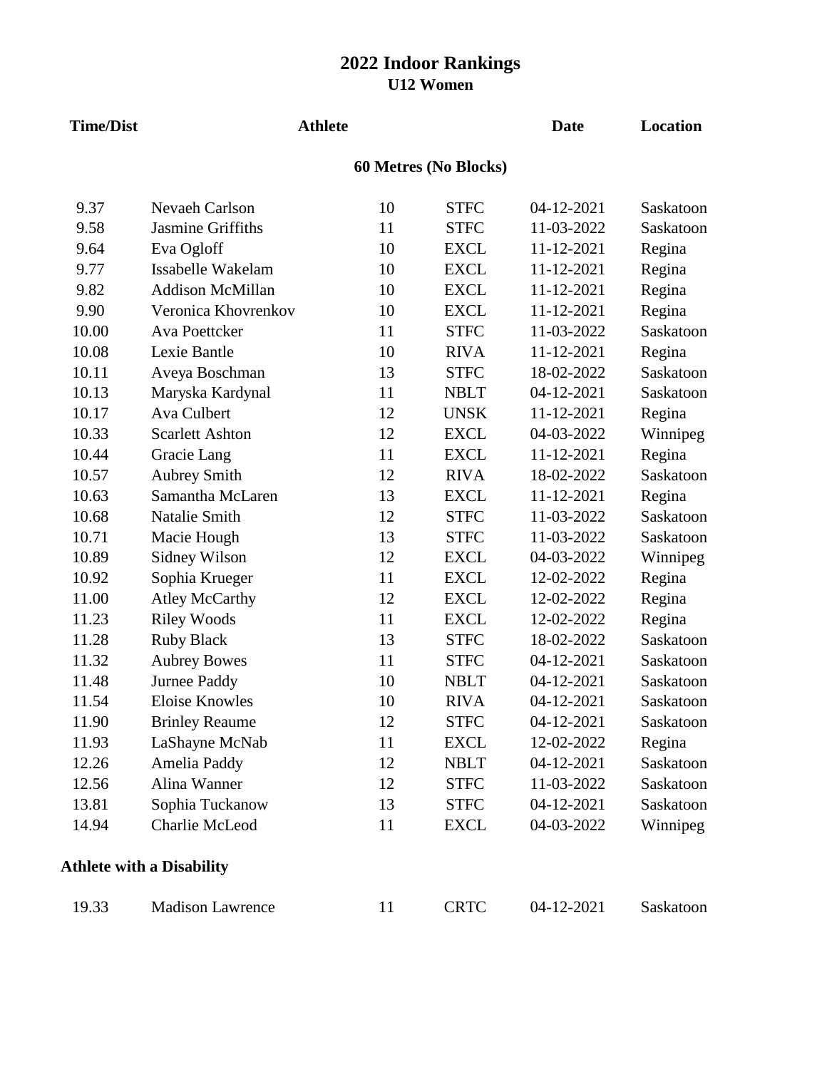# 2022 Indoor Rankings

## U12 Women

### 60 Metres (No Blocks)

| Time/Dist | Athlete | | | Date | Location |
|---|---|---|---|---|---|
| 9.37 | Nevaeh Carlson | 10 | STFC | 04-12-2021 | Saskatoon |
| 9.58 | Jasmine Griffiths | 11 | STFC | 11-03-2022 | Saskatoon |
| 9.64 | Eva Ogloff | 10 | EXCL | 11-12-2021 | Regina |
| 9.77 | Issabelle Wakelam | 10 | EXCL | 11-12-2021 | Regina |
| 9.82 | Addison McMillan | 10 | EXCL | 11-12-2021 | Regina |
| 9.90 | Veronica Khovrenkov | 10 | EXCL | 11-12-2021 | Regina |
| 10.00 | Ava Poettcker | 11 | STFC | 11-03-2022 | Saskatoon |
| 10.08 | Lexie Bantle | 10 | RIVA | 11-12-2021 | Regina |
| 10.11 | Aveya Boschman | 13 | STFC | 18-02-2022 | Saskatoon |
| 10.13 | Maryska Kardynal | 11 | NBLT | 04-12-2021 | Saskatoon |
| 10.17 | Ava Culbert | 12 | UNSK | 11-12-2021 | Regina |
| 10.33 | Scarlett Ashton | 12 | EXCL | 04-03-2022 | Winnipeg |
| 10.44 | Gracie Lang | 11 | EXCL | 11-12-2021 | Regina |
| 10.57 | Aubrey Smith | 12 | RIVA | 18-02-2022 | Saskatoon |
| 10.63 | Samantha McLaren | 13 | EXCL | 11-12-2021 | Regina |
| 10.68 | Natalie Smith | 12 | STFC | 11-03-2022 | Saskatoon |
| 10.71 | Macie Hough | 13 | STFC | 11-03-2022 | Saskatoon |
| 10.89 | Sidney Wilson | 12 | EXCL | 04-03-2022 | Winnipeg |
| 10.92 | Sophia Krueger | 11 | EXCL | 12-02-2022 | Regina |
| 11.00 | Atley McCarthy | 12 | EXCL | 12-02-2022 | Regina |
| 11.23 | Riley Woods | 11 | EXCL | 12-02-2022 | Regina |
| 11.28 | Ruby Black | 13 | STFC | 18-02-2022 | Saskatoon |
| 11.32 | Aubrey Bowes | 11 | STFC | 04-12-2021 | Saskatoon |
| 11.48 | Jurnee Paddy | 10 | NBLT | 04-12-2021 | Saskatoon |
| 11.54 | Eloise Knowles | 10 | RIVA | 04-12-2021 | Saskatoon |
| 11.90 | Brinley Reaume | 12 | STFC | 04-12-2021 | Saskatoon |
| 11.93 | LaShayne McNab | 11 | EXCL | 12-02-2022 | Regina |
| 12.26 | Amelia Paddy | 12 | NBLT | 04-12-2021 | Saskatoon |
| 12.56 | Alina Wanner | 12 | STFC | 11-03-2022 | Saskatoon |
| 13.81 | Sophia Tuckanow | 13 | STFC | 04-12-2021 | Saskatoon |
| 14.94 | Charlie McLeod | 11 | EXCL | 04-03-2022 | Winnipeg |

**Athlete with a Disability**

| Time/Dist | Athlete | | | Date | Location |
|---|---|---|---|---|---|
| 19.33 | Madison Lawrence | 11 | CRTC | 04-12-2021 | Saskatoon |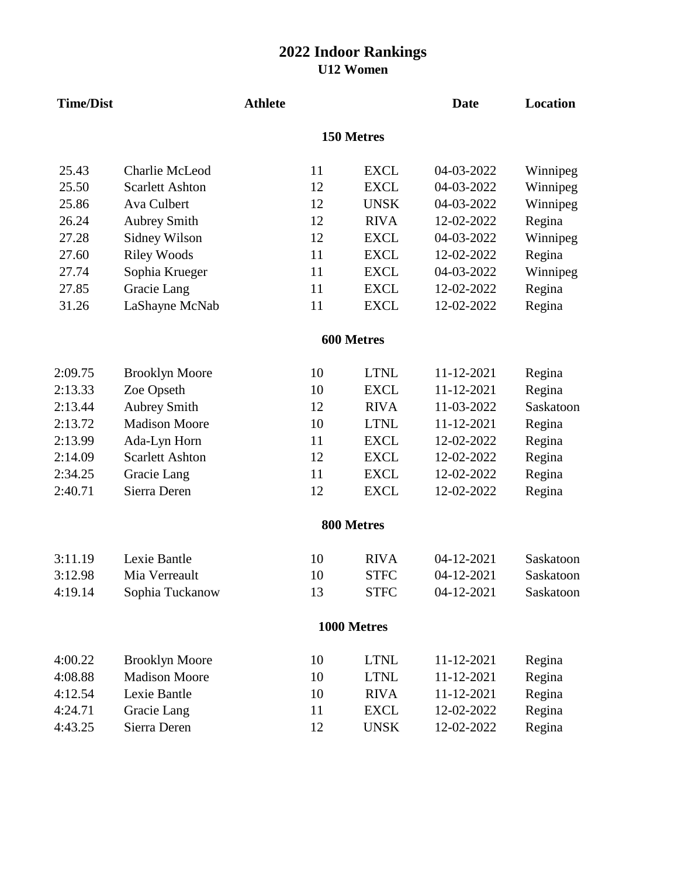# 2022 Indoor Rankings

## U12 Women

| Time/Dist | Athlete | | | Date | Location |
|---|---|---|---|---|---|
| **150 Metres** | | | | | |
| 25.43 | Charlie McLeod | 11 | EXCL | 04-03-2022 | Winnipeg |
| 25.50 | Scarlett Ashton | 12 | EXCL | 04-03-2022 | Winnipeg |
| 25.86 | Ava Culbert | 12 | UNSK | 04-03-2022 | Winnipeg |
| 26.24 | Aubrey Smith | 12 | RIVA | 12-02-2022 | Regina |
| 27.28 | Sidney Wilson | 12 | EXCL | 04-03-2022 | Winnipeg |
| 27.60 | Riley Woods | 11 | EXCL | 12-02-2022 | Regina |
| 27.74 | Sophia Krueger | 11 | EXCL | 04-03-2022 | Winnipeg |
| 27.85 | Gracie Lang | 11 | EXCL | 12-02-2022 | Regina |
| 31.26 | LaShayne McNab | 11 | EXCL | 12-02-2022 | Regina |
| **600 Metres** | | | | | |
| 2:09.75 | Brooklyn Moore | 10 | LTNL | 11-12-2021 | Regina |
| 2:13.33 | Zoe Opseth | 10 | EXCL | 11-12-2021 | Regina |
| 2:13.44 | Aubrey Smith | 12 | RIVA | 11-03-2022 | Saskatoon |
| 2:13.72 | Madison Moore | 10 | LTNL | 11-12-2021 | Regina |
| 2:13.99 | Ada-Lyn Horn | 11 | EXCL | 12-02-2022 | Regina |
| 2:14.09 | Scarlett Ashton | 12 | EXCL | 12-02-2022 | Regina |
| 2:34.25 | Gracie Lang | 11 | EXCL | 12-02-2022 | Regina |
| 2:40.71 | Sierra Deren | 12 | EXCL | 12-02-2022 | Regina |
| **800 Metres** | | | | | |
| 3:11.19 | Lexie Bantle | 10 | RIVA | 04-12-2021 | Saskatoon |
| 3:12.98 | Mia Verreault | 10 | STFC | 04-12-2021 | Saskatoon |
| 4:19.14 | Sophia Tuckanow | 13 | STFC | 04-12-2021 | Saskatoon |
| **1000 Metres** | | | | | |
| 4:00.22 | Brooklyn Moore | 10 | LTNL | 11-12-2021 | Regina |
| 4:08.88 | Madison Moore | 10 | LTNL | 11-12-2021 | Regina |
| 4:12.54 | Lexie Bantle | 10 | RIVA | 11-12-2021 | Regina |
| 4:24.71 | Gracie Lang | 11 | EXCL | 12-02-2022 | Regina |
| 4:43.25 | Sierra Deren | 12 | UNSK | 12-02-2022 | Regina |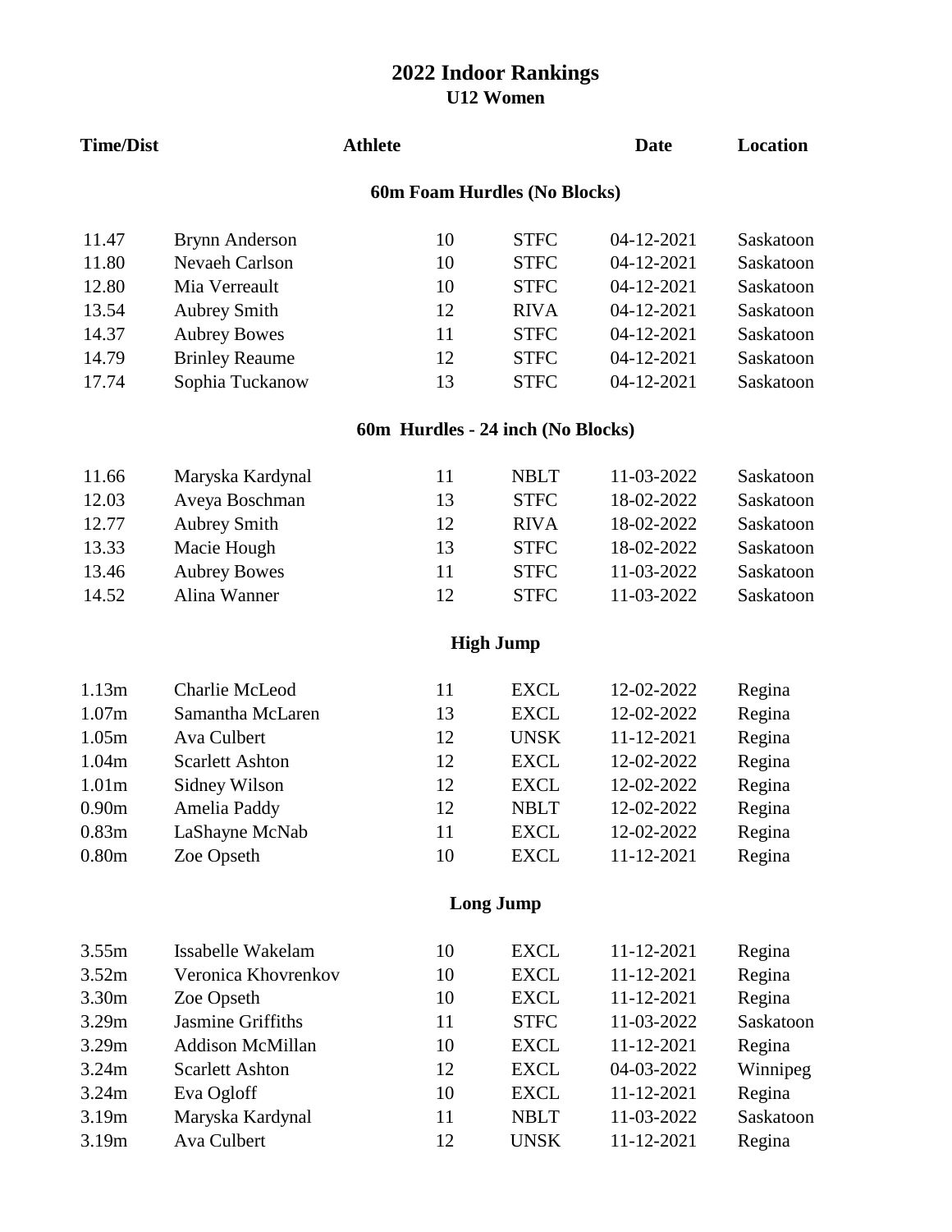# 2022 Indoor Rankings

## U12 Women

| Time/Dist | Athlete | | | Date | Location |
|---|---|---|---|---|---|

### 60m Foam Hurdles (No Blocks)

| Time/Dist | Athlete | Age | Club | Date | Location |
|---|---|---|---|---|---|
| 11.47 | Brynn Anderson | 10 | STFC | 04-12-2021 | Saskatoon |
| 11.80 | Nevaeh Carlson | 10 | STFC | 04-12-2021 | Saskatoon |
| 12.80 | Mia Verreault | 10 | STFC | 04-12-2021 | Saskatoon |
| 13.54 | Aubrey Smith | 12 | RIVA | 04-12-2021 | Saskatoon |
| 14.37 | Aubrey Bowes | 11 | STFC | 04-12-2021 | Saskatoon |
| 14.79 | Brinley Reaume | 12 | STFC | 04-12-2021 | Saskatoon |
| 17.74 | Sophia Tuckanow | 13 | STFC | 04-12-2021 | Saskatoon |

### 60m Hurdles - 24 inch (No Blocks)

| Time/Dist | Athlete | Age | Club | Date | Location |
|---|---|---|---|---|---|
| 11.66 | Maryska Kardynal | 11 | NBLT | 11-03-2022 | Saskatoon |
| 12.03 | Aveya Boschman | 13 | STFC | 18-02-2022 | Saskatoon |
| 12.77 | Aubrey Smith | 12 | RIVA | 18-02-2022 | Saskatoon |
| 13.33 | Macie Hough | 13 | STFC | 18-02-2022 | Saskatoon |
| 13.46 | Aubrey Bowes | 11 | STFC | 11-03-2022 | Saskatoon |
| 14.52 | Alina Wanner | 12 | STFC | 11-03-2022 | Saskatoon |

### High Jump

| Time/Dist | Athlete | Age | Club | Date | Location |
|---|---|---|---|---|---|
| 1.13m | Charlie McLeod | 11 | EXCL | 12-02-2022 | Regina |
| 1.07m | Samantha McLaren | 13 | EXCL | 12-02-2022 | Regina |
| 1.05m | Ava Culbert | 12 | UNSK | 11-12-2021 | Regina |
| 1.04m | Scarlett Ashton | 12 | EXCL | 12-02-2022 | Regina |
| 1.01m | Sidney Wilson | 12 | EXCL | 12-02-2022 | Regina |
| 0.90m | Amelia Paddy | 12 | NBLT | 12-02-2022 | Regina |
| 0.83m | LaShayne McNab | 11 | EXCL | 12-02-2022 | Regina |
| 0.80m | Zoe Opseth | 10 | EXCL | 11-12-2021 | Regina |

### Long Jump

| Time/Dist | Athlete | Age | Club | Date | Location |
|---|---|---|---|---|---|
| 3.55m | Issabelle Wakelam | 10 | EXCL | 11-12-2021 | Regina |
| 3.52m | Veronica Khovrenkov | 10 | EXCL | 11-12-2021 | Regina |
| 3.30m | Zoe Opseth | 10 | EXCL | 11-12-2021 | Regina |
| 3.29m | Jasmine Griffiths | 11 | STFC | 11-03-2022 | Saskatoon |
| 3.29m | Addison McMillan | 10 | EXCL | 11-12-2021 | Regina |
| 3.24m | Scarlett Ashton | 12 | EXCL | 04-03-2022 | Winnipeg |
| 3.24m | Eva Ogloff | 10 | EXCL | 11-12-2021 | Regina |
| 3.19m | Maryska Kardynal | 11 | NBLT | 11-03-2022 | Saskatoon |
| 3.19m | Ava Culbert | 12 | UNSK | 11-12-2021 | Regina |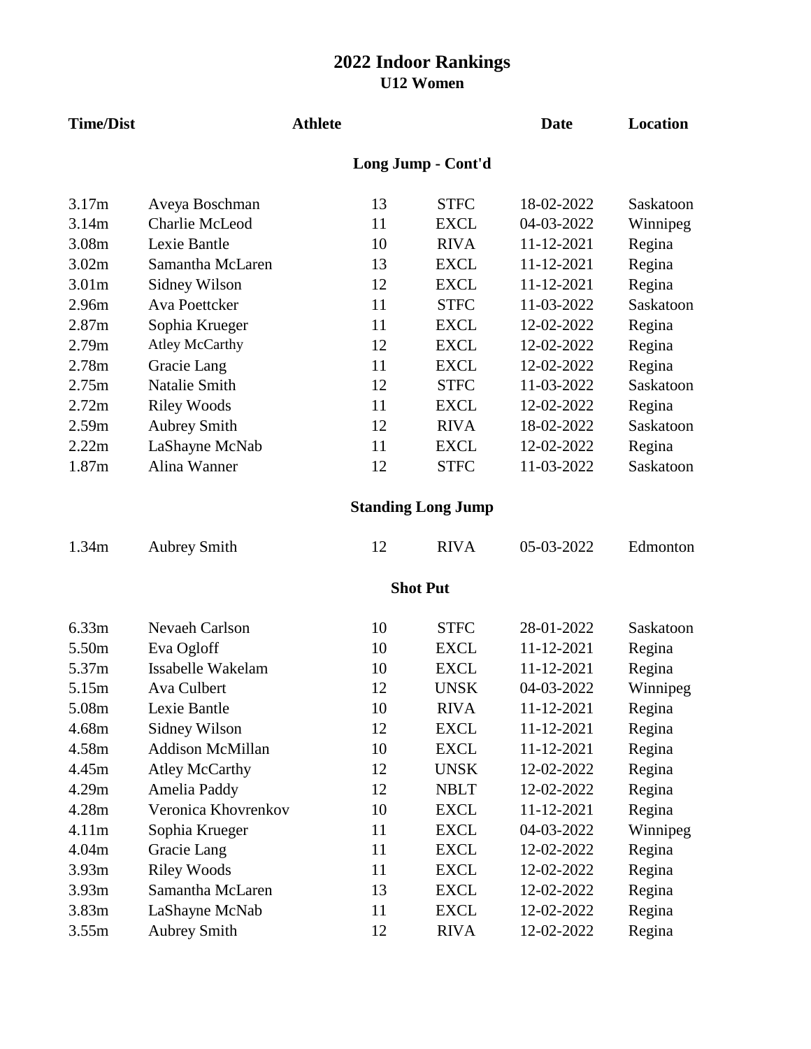# 2022 Indoor Rankings

## U12 Women

| Time/Dist | Athlete | | | Date | Location |
|---|---|---|---|---|---|

### Long Jump - Cont'd

| Time/Dist | Athlete | Age | Club | Date | Location |
|---|---|---|---|---|---|
| 3.17m | Aveya Boschman | 13 | STFC | 18-02-2022 | Saskatoon |
| 3.14m | Charlie McLeod | 11 | EXCL | 04-03-2022 | Winnipeg |
| 3.08m | Lexie Bantle | 10 | RIVA | 11-12-2021 | Regina |
| 3.02m | Samantha McLaren | 13 | EXCL | 11-12-2021 | Regina |
| 3.01m | Sidney Wilson | 12 | EXCL | 11-12-2021 | Regina |
| 2.96m | Ava Poettcker | 11 | STFC | 11-03-2022 | Saskatoon |
| 2.87m | Sophia Krueger | 11 | EXCL | 12-02-2022 | Regina |
| 2.79m | Atley McCarthy | 12 | EXCL | 12-02-2022 | Regina |
| 2.78m | Gracie Lang | 11 | EXCL | 12-02-2022 | Regina |
| 2.75m | Natalie Smith | 12 | STFC | 11-03-2022 | Saskatoon |
| 2.72m | Riley Woods | 11 | EXCL | 12-02-2022 | Regina |
| 2.59m | Aubrey Smith | 12 | RIVA | 18-02-2022 | Saskatoon |
| 2.22m | LaShayne McNab | 11 | EXCL | 12-02-2022 | Regina |
| 1.87m | Alina Wanner | 12 | STFC | 11-03-2022 | Saskatoon |

### Standing Long Jump

| Time/Dist | Athlete | Age | Club | Date | Location |
|---|---|---|---|---|---|
| 1.34m | Aubrey Smith | 12 | RIVA | 05-03-2022 | Edmonton |

### Shot Put

| Time/Dist | Athlete | Age | Club | Date | Location |
|---|---|---|---|---|---|
| 6.33m | Nevaeh Carlson | 10 | STFC | 28-01-2022 | Saskatoon |
| 5.50m | Eva Ogloff | 10 | EXCL | 11-12-2021 | Regina |
| 5.37m | Issabelle Wakelam | 10 | EXCL | 11-12-2021 | Regina |
| 5.15m | Ava Culbert | 12 | UNSK | 04-03-2022 | Winnipeg |
| 5.08m | Lexie Bantle | 10 | RIVA | 11-12-2021 | Regina |
| 4.68m | Sidney Wilson | 12 | EXCL | 11-12-2021 | Regina |
| 4.58m | Addison McMillan | 10 | EXCL | 11-12-2021 | Regina |
| 4.45m | Atley McCarthy | 12 | UNSK | 12-02-2022 | Regina |
| 4.29m | Amelia Paddy | 12 | NBLT | 12-02-2022 | Regina |
| 4.28m | Veronica Khovrenkov | 10 | EXCL | 11-12-2021 | Regina |
| 4.11m | Sophia Krueger | 11 | EXCL | 04-03-2022 | Winnipeg |
| 4.04m | Gracie Lang | 11 | EXCL | 12-02-2022 | Regina |
| 3.93m | Riley Woods | 11 | EXCL | 12-02-2022 | Regina |
| 3.93m | Samantha McLaren | 13 | EXCL | 12-02-2022 | Regina |
| 3.83m | LaShayne McNab | 11 | EXCL | 12-02-2022 | Regina |
| 3.55m | Aubrey Smith | 12 | RIVA | 12-02-2022 | Regina |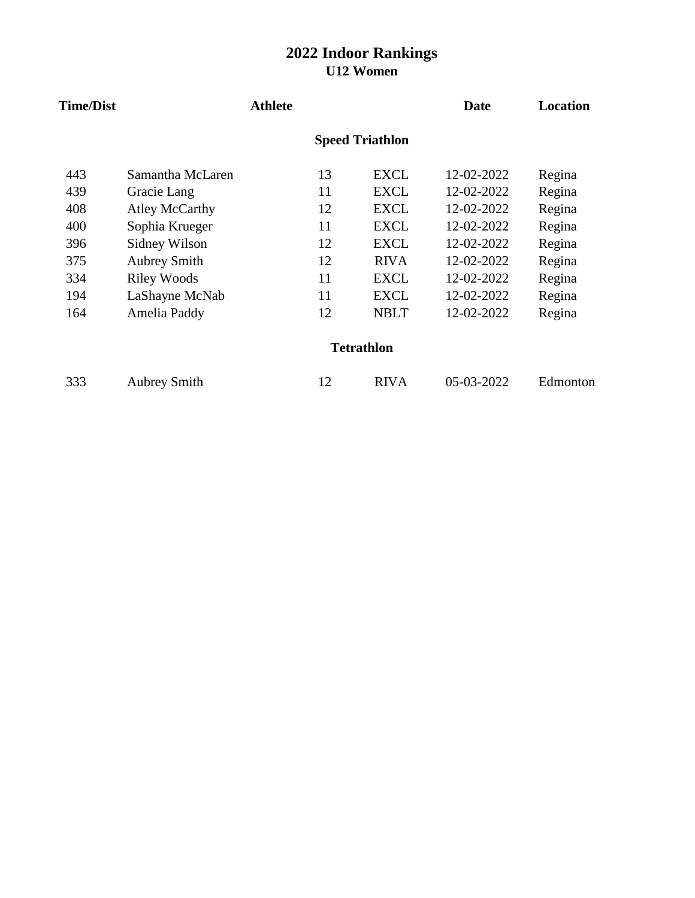# 2022 Indoor Rankings

## U12 Women

| Time/Dist | Athlete | | | Date | Location |
|---|---|---|---|---|---|
| | | **Speed Triathlon** | | | |
| 443 | Samantha McLaren | 13 | EXCL | 12-02-2022 | Regina |
| 439 | Gracie Lang | 11 | EXCL | 12-02-2022 | Regina |
| 408 | Atley McCarthy | 12 | EXCL | 12-02-2022 | Regina |
| 400 | Sophia Krueger | 11 | EXCL | 12-02-2022 | Regina |
| 396 | Sidney Wilson | 12 | EXCL | 12-02-2022 | Regina |
| 375 | Aubrey Smith | 12 | RIVA | 12-02-2022 | Regina |
| 334 | Riley Woods | 11 | EXCL | 12-02-2022 | Regina |
| 194 | LaShayne McNab | 11 | EXCL | 12-02-2022 | Regina |
| 164 | Amelia Paddy | 12 | NBLT | 12-02-2022 | Regina |
| | | **Tetrathlon** | | | |
| 333 | Aubrey Smith | 12 | RIVA | 05-03-2022 | Edmonton |